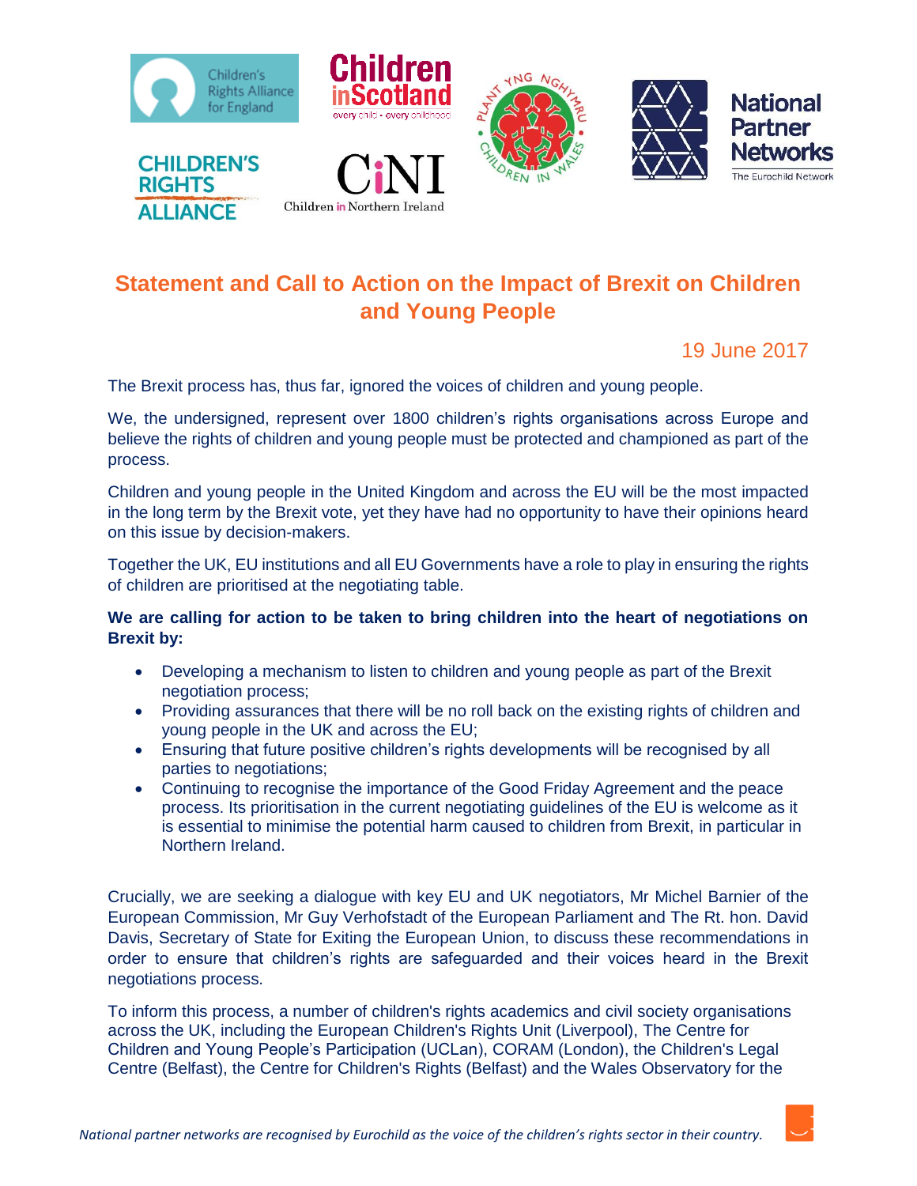# Statement and Call to Action on the Impact of Brexit on Children and Young People

19 June 2017

The Brexit process has, thus far, ignored the voices of children and young people.

We, the undersigned, represent over 1800 children's rights organisations across Europe and believe the rights of children and young people must be protected and championed as part of the process.

Children and young people in the United Kingdom and across the EU will be the most impacted in the long term by the Brexit vote, yet they have had no opportunity to have their opinions heard on this issue by decision-makers.

Together the UK, EU institutions and all EU Governments have a role to play in ensuring the rights of children are prioritised at the negotiating table.

**We are calling for action to be taken to bring children into the heart of negotiations on Brexit by:**

- Developing a mechanism to listen to children and young people as part of the Brexit negotiation process;
- Providing assurances that there will be no roll back on the existing rights of children and young people in the UK and across the EU;
- Ensuring that future positive children's rights developments will be recognised by all parties to negotiations;
- Continuing to recognise the importance of the Good Friday Agreement and the peace process. Its prioritisation in the current negotiating guidelines of the EU is welcome as it is essential to minimise the potential harm caused to children from Brexit, in particular in Northern Ireland.

Crucially, we are seeking a dialogue with key EU and UK negotiators, Mr Michel Barnier of the European Commission, Mr Guy Verhofstadt of the European Parliament and The Rt. hon. David Davis, Secretary of State for Exiting the European Union, to discuss these recommendations in order to ensure that children's rights are safeguarded and their voices heard in the Brexit negotiations process.

To inform this process, a number of children's rights academics and civil society organisations across the UK, including the European Children's Rights Unit (Liverpool), The Centre for Children and Young People's Participation (UCLan), CORAM (London), the Children's Legal Centre (Belfast), the Centre for Children's Rights (Belfast) and the Wales Observatory for the

*National partner networks are recognised by Eurochild as the voice of the children's rights sector in their country.*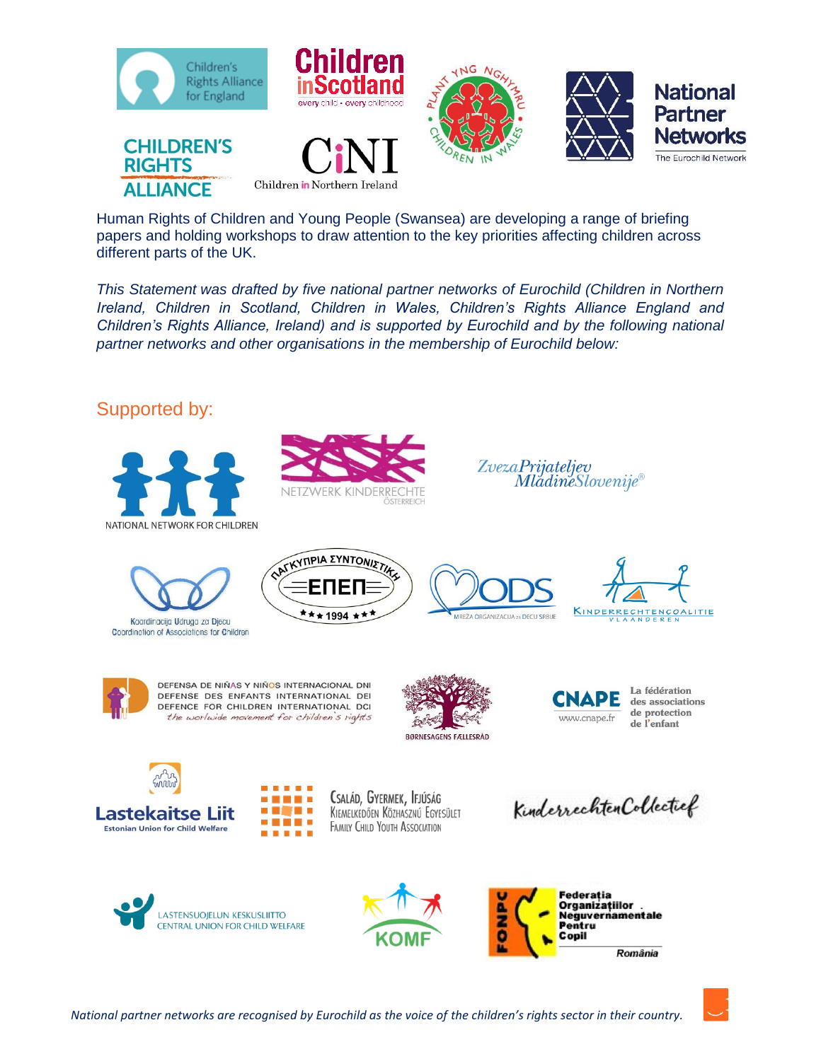Human Rights of Children and Young People (Swansea) are developing a range of briefing papers and holding workshops to draw attention to the key priorities affecting children across different parts of the UK.

*This Statement was drafted by five national partner networks of Eurochild (Children in Northern Ireland, Children in Scotland, Children in Wales, Children's Rights Alliance England and Children's Rights Alliance, Ireland) and is supported by Eurochild and by the following national partner networks and other organisations in the membership of Eurochild below:*

## Supported by:

*National partner networks are recognised by Eurochild as the voice of the children's rights sector in their country.*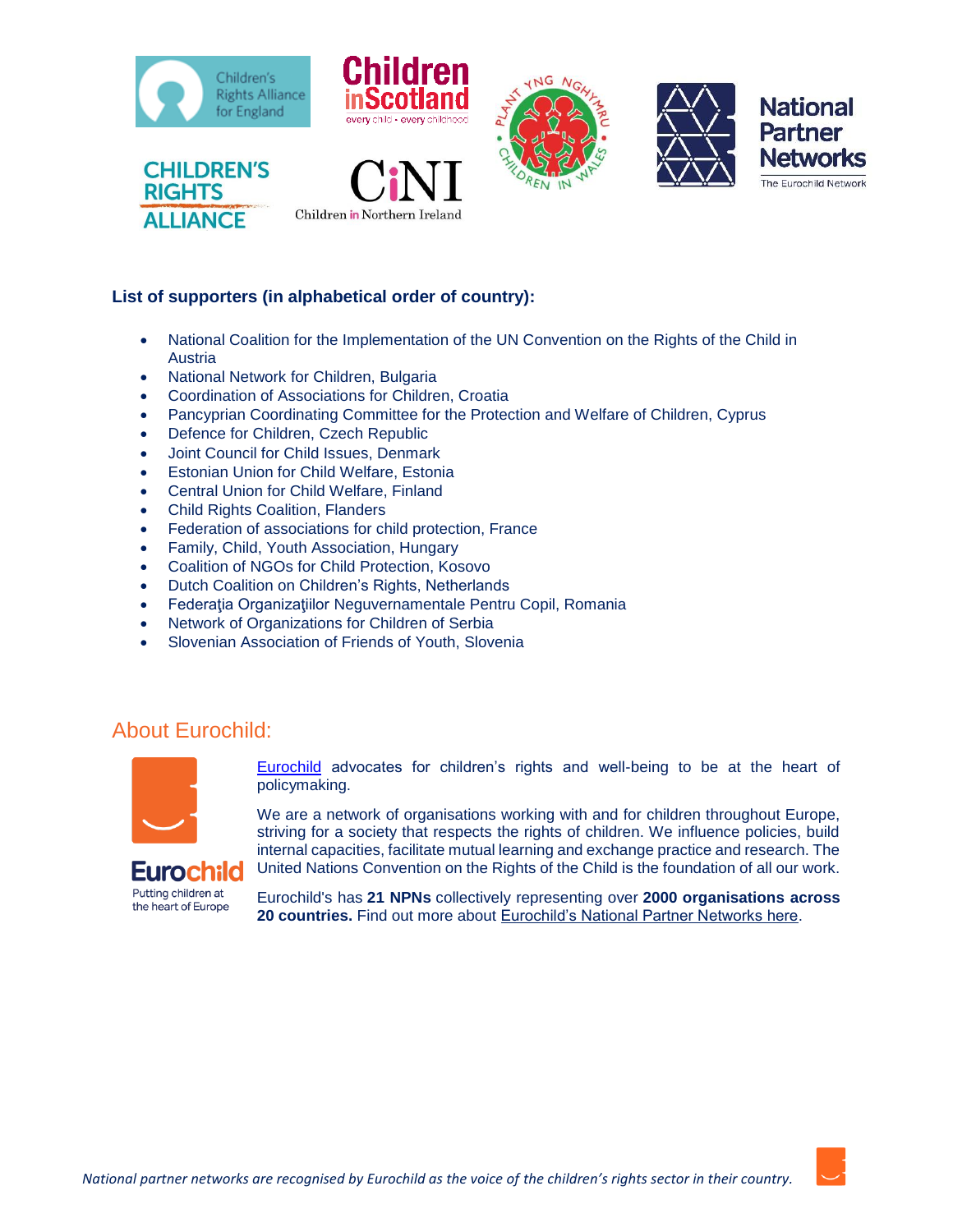**List of supporters (in alphabetical order of country):**

- National Coalition for the Implementation of the UN Convention on the Rights of the Child in Austria
- National Network for Children, Bulgaria
- Coordination of Associations for Children, Croatia
- Pancyprian Coordinating Committee for the Protection and Welfare of Children, Cyprus
- Defence for Children, Czech Republic
- Joint Council for Child Issues, Denmark
- Estonian Union for Child Welfare, Estonia
- Central Union for Child Welfare, Finland
- Child Rights Coalition, Flanders
- Federation of associations for child protection, France
- Family, Child, Youth Association, Hungary
- Coalition of NGOs for Child Protection, Kosovo
- Dutch Coalition on Children's Rights, Netherlands
- Federaţia Organizaţiilor Neguvernamentale Pentru Copil, Romania
- Network of Organizations for Children of Serbia
- Slovenian Association of Friends of Youth, Slovenia

## About Eurochild:

Eurochild advocates for children's rights and well-being to be at the heart of policymaking.

We are a network of organisations working with and for children throughout Europe, striving for a society that respects the rights of children. We influence policies, build internal capacities, facilitate mutual learning and exchange practice and research. The United Nations Convention on the Rights of the Child is the foundation of all our work.

Eurochild's has **21 NPNs** collectively representing over **2000 organisations across 20 countries.** Find out more about Eurochild's National Partner Networks here.

*National partner networks are recognised by Eurochild as the voice of the children's rights sector in their country.*